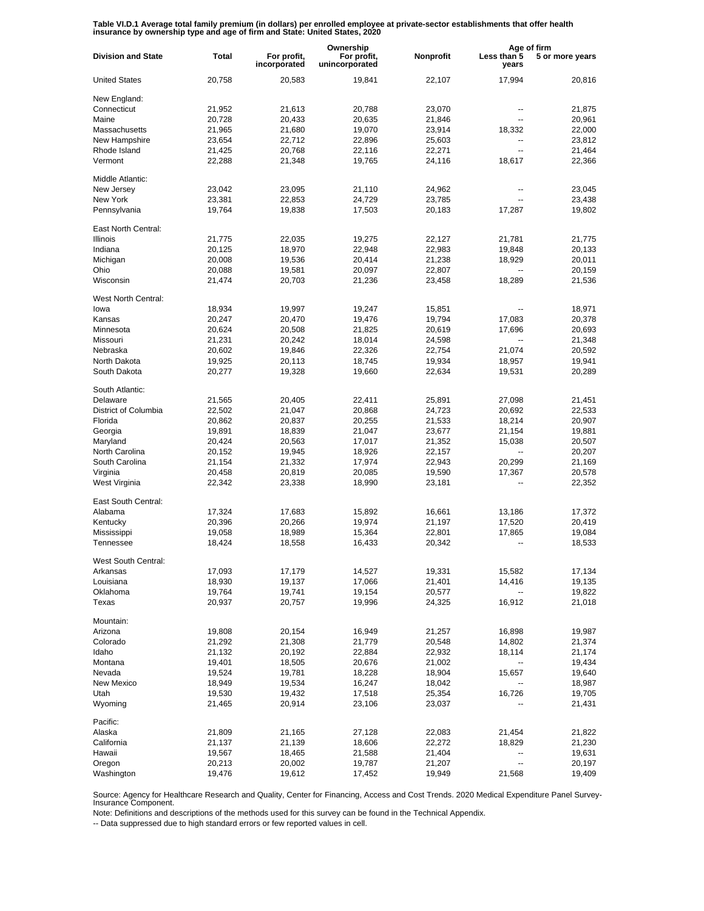**Table VI.D.1 Average total family premium (in dollars) per enrolled employee at private-sector establishments that offer health insurance by ownership type and age of firm and State: United States, 2020**

| Division and State | Total | Ownership | | | Age of firm | |
|---|---|---|---|---|---|---|
| | | For profit, incorporated | For profit, unincorporated | Nonprofit | Less than 5 years | 5 or more years |
| United States | 20,758 | 20,583 | 19,841 | 22,107 | 17,994 | 20,816 |
| New England: | | | | | | |
| Connecticut | 21,952 | 21,613 | 20,788 | 23,070 | -- | 21,875 |
| Maine | 20,728 | 20,433 | 20,635 | 21,846 | -- | 20,961 |
| Massachusetts | 21,965 | 21,680 | 19,070 | 23,914 | 18,332 | 22,000 |
| New Hampshire | 23,654 | 22,712 | 22,896 | 25,603 | -- | 23,812 |
| Rhode Island | 21,425 | 20,768 | 22,116 | 22,271 | -- | 21,464 |
| Vermont | 22,288 | 21,348 | 19,765 | 24,116 | 18,617 | 22,366 |
| Middle Atlantic: | | | | | | |
| New Jersey | 23,042 | 23,095 | 21,110 | 24,962 | -- | 23,045 |
| New York | 23,381 | 22,853 | 24,729 | 23,785 | -- | 23,438 |
| Pennsylvania | 19,764 | 19,838 | 17,503 | 20,183 | 17,287 | 19,802 |
| East North Central: | | | | | | |
| Illinois | 21,775 | 22,035 | 19,275 | 22,127 | 21,781 | 21,775 |
| Indiana | 20,125 | 18,970 | 22,948 | 22,983 | 19,848 | 20,133 |
| Michigan | 20,008 | 19,536 | 20,414 | 21,238 | 18,929 | 20,011 |
| Ohio | 20,088 | 19,581 | 20,097 | 22,807 | -- | 20,159 |
| Wisconsin | 21,474 | 20,703 | 21,236 | 23,458 | 18,289 | 21,536 |
| West North Central: | | | | | | |
| Iowa | 18,934 | 19,997 | 19,247 | 15,851 | -- | 18,971 |
| Kansas | 20,247 | 20,470 | 19,476 | 19,794 | 17,083 | 20,378 |
| Minnesota | 20,624 | 20,508 | 21,825 | 20,619 | 17,696 | 20,693 |
| Missouri | 21,231 | 20,242 | 18,014 | 24,598 | -- | 21,348 |
| Nebraska | 20,602 | 19,846 | 22,326 | 22,754 | 21,074 | 20,592 |
| North Dakota | 19,925 | 20,113 | 18,745 | 19,934 | 18,957 | 19,941 |
| South Dakota | 20,277 | 19,328 | 19,660 | 22,634 | 19,531 | 20,289 |
| South Atlantic: | | | | | | |
| Delaware | 21,565 | 20,405 | 22,411 | 25,891 | 27,098 | 21,451 |
| District of Columbia | 22,502 | 21,047 | 20,868 | 24,723 | 20,692 | 22,533 |
| Florida | 20,862 | 20,837 | 20,255 | 21,533 | 18,214 | 20,907 |
| Georgia | 19,891 | 18,839 | 21,047 | 23,677 | 21,154 | 19,881 |
| Maryland | 20,424 | 20,563 | 17,017 | 21,352 | 15,038 | 20,507 |
| North Carolina | 20,152 | 19,945 | 18,926 | 22,157 | -- | 20,207 |
| South Carolina | 21,154 | 21,332 | 17,974 | 22,943 | 20,299 | 21,169 |
| Virginia | 20,458 | 20,819 | 20,085 | 19,590 | 17,367 | 20,578 |
| West Virginia | 22,342 | 23,338 | 18,990 | 23,181 | -- | 22,352 |
| East South Central: | | | | | | |
| Alabama | 17,324 | 17,683 | 15,892 | 16,661 | 13,186 | 17,372 |
| Kentucky | 20,396 | 20,266 | 19,974 | 21,197 | 17,520 | 20,419 |
| Mississippi | 19,058 | 18,989 | 15,364 | 22,801 | 17,865 | 19,084 |
| Tennessee | 18,424 | 18,558 | 16,433 | 20,342 | -- | 18,533 |
| West South Central: | | | | | | |
| Arkansas | 17,093 | 17,179 | 14,527 | 19,331 | 15,582 | 17,134 |
| Louisiana | 18,930 | 19,137 | 17,066 | 21,401 | 14,416 | 19,135 |
| Oklahoma | 19,764 | 19,741 | 19,154 | 20,577 | -- | 19,822 |
| Texas | 20,937 | 20,757 | 19,996 | 24,325 | 16,912 | 21,018 |
| Mountain: | | | | | | |
| Arizona | 19,808 | 20,154 | 16,949 | 21,257 | 16,898 | 19,987 |
| Colorado | 21,292 | 21,308 | 21,779 | 20,548 | 14,802 | 21,374 |
| Idaho | 21,132 | 20,192 | 22,884 | 22,932 | 18,114 | 21,174 |
| Montana | 19,401 | 18,505 | 20,676 | 21,002 | -- | 19,434 |
| Nevada | 19,524 | 19,781 | 18,228 | 18,904 | 15,657 | 19,640 |
| New Mexico | 18,949 | 19,534 | 16,247 | 18,042 | -- | 18,987 |
| Utah | 19,530 | 19,432 | 17,518 | 25,354 | 16,726 | 19,705 |
| Wyoming | 21,465 | 20,914 | 23,106 | 23,037 | -- | 21,431 |
| Pacific: | | | | | | |
| Alaska | 21,809 | 21,165 | 27,128 | 22,083 | 21,454 | 21,822 |
| California | 21,137 | 21,139 | 18,606 | 22,272 | 18,829 | 21,230 |
| Hawaii | 19,567 | 18,465 | 21,588 | 21,404 | -- | 19,631 |
| Oregon | 20,213 | 20,002 | 19,787 | 21,207 | -- | 20,197 |
| Washington | 19,476 | 19,612 | 17,452 | 19,949 | 21,568 | 19,409 |

Source: Agency for Healthcare Research and Quality, Center for Financing, Access and Cost Trends. 2020 Medical Expenditure Panel Survey-Insurance Component.

Note: Definitions and descriptions of the methods used for this survey can be found in the Technical Appendix.

-- Data suppressed due to high standard errors or few reported values in cell.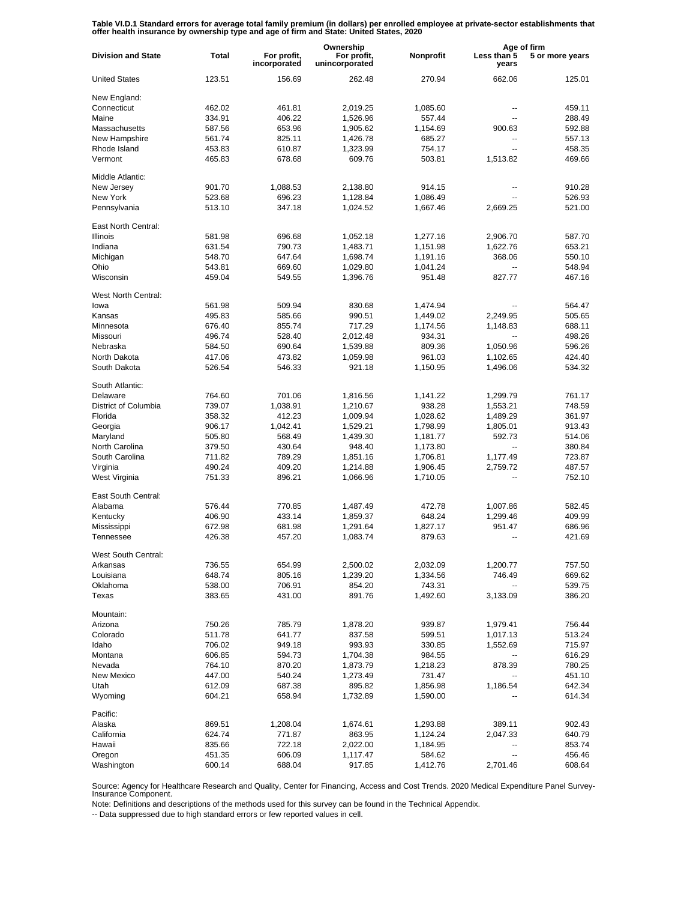**Table VI.D.1 Standard errors for average total family premium (in dollars) per enrolled employee at private-sector establishments that offer health insurance by ownership type and age of firm and State: United States, 2020**

| Division and State | Total | Ownership: For profit, incorporated | Ownership: For profit, unincorporated | Ownership: Nonprofit | Age of firm: Less than 5 years | Age of firm: 5 or more years |
|---|---|---|---|---|---|---|
| United States | 123.51 | 156.69 | 262.48 | 270.94 | 662.06 | 125.01 |
| New England: | | | | | | |
| Connecticut | 462.02 | 461.81 | 2,019.25 | 1,085.60 | -- | 459.11 |
| Maine | 334.91 | 406.22 | 1,526.96 | 557.44 | -- | 288.49 |
| Massachusetts | 587.56 | 653.96 | 1,905.62 | 1,154.69 | 900.63 | 592.88 |
| New Hampshire | 561.74 | 825.11 | 1,426.78 | 685.27 | -- | 557.13 |
| Rhode Island | 453.83 | 610.87 | 1,323.99 | 754.17 | -- | 458.35 |
| Vermont | 465.83 | 678.68 | 609.76 | 503.81 | 1,513.82 | 469.66 |
| Middle Atlantic: | | | | | | |
| New Jersey | 901.70 | 1,088.53 | 2,138.80 | 914.15 | -- | 910.28 |
| New York | 523.68 | 696.23 | 1,128.84 | 1,086.49 | -- | 526.93 |
| Pennsylvania | 513.10 | 347.18 | 1,024.52 | 1,667.46 | 2,669.25 | 521.00 |
| East North Central: | | | | | | |
| Illinois | 581.98 | 696.68 | 1,052.18 | 1,277.16 | 2,906.70 | 587.70 |
| Indiana | 631.54 | 790.73 | 1,483.71 | 1,151.98 | 1,622.76 | 653.21 |
| Michigan | 548.70 | 647.64 | 1,698.74 | 1,191.16 | 368.06 | 550.10 |
| Ohio | 543.81 | 669.60 | 1,029.80 | 1,041.24 | -- | 548.94 |
| Wisconsin | 459.04 | 549.55 | 1,396.76 | 951.48 | 827.77 | 467.16 |
| West North Central: | | | | | | |
| Iowa | 561.98 | 509.94 | 830.68 | 1,474.94 | -- | 564.47 |
| Kansas | 495.83 | 585.66 | 990.51 | 1,449.02 | 2,249.95 | 505.65 |
| Minnesota | 676.40 | 855.74 | 717.29 | 1,174.56 | 1,148.83 | 688.11 |
| Missouri | 496.74 | 528.40 | 2,012.48 | 934.31 | -- | 498.26 |
| Nebraska | 584.50 | 690.64 | 1,539.88 | 809.36 | 1,050.96 | 596.26 |
| North Dakota | 417.06 | 473.82 | 1,059.98 | 961.03 | 1,102.65 | 424.40 |
| South Dakota | 526.54 | 546.33 | 921.18 | 1,150.95 | 1,496.06 | 534.32 |
| South Atlantic: | | | | | | |
| Delaware | 764.60 | 701.06 | 1,816.56 | 1,141.22 | 1,299.79 | 761.17 |
| District of Columbia | 739.07 | 1,038.91 | 1,210.67 | 938.28 | 1,553.21 | 748.59 |
| Florida | 358.32 | 412.23 | 1,009.94 | 1,028.62 | 1,489.29 | 361.97 |
| Georgia | 906.17 | 1,042.41 | 1,529.21 | 1,798.99 | 1,805.01 | 913.43 |
| Maryland | 505.80 | 568.49 | 1,439.30 | 1,181.77 | 592.73 | 514.06 |
| North Carolina | 379.50 | 430.64 | 948.40 | 1,173.80 | -- | 380.84 |
| South Carolina | 711.82 | 789.29 | 1,851.16 | 1,706.81 | 1,177.49 | 723.87 |
| Virginia | 490.24 | 409.20 | 1,214.88 | 1,906.45 | 2,759.72 | 487.57 |
| West Virginia | 751.33 | 896.21 | 1,066.96 | 1,710.05 | -- | 752.10 |
| East South Central: | | | | | | |
| Alabama | 576.44 | 770.85 | 1,487.49 | 472.78 | 1,007.86 | 582.45 |
| Kentucky | 406.90 | 433.14 | 1,859.37 | 648.24 | 1,299.46 | 409.99 |
| Mississippi | 672.98 | 681.98 | 1,291.64 | 1,827.17 | 951.47 | 686.96 |
| Tennessee | 426.38 | 457.20 | 1,083.74 | 879.63 | -- | 421.69 |
| West South Central: | | | | | | |
| Arkansas | 736.55 | 654.99 | 2,500.02 | 2,032.09 | 1,200.77 | 757.50 |
| Louisiana | 648.74 | 805.16 | 1,239.20 | 1,334.56 | 746.49 | 669.62 |
| Oklahoma | 538.00 | 706.91 | 854.20 | 743.31 | -- | 539.75 |
| Texas | 383.65 | 431.00 | 891.76 | 1,492.60 | 3,133.09 | 386.20 |
| Mountain: | | | | | | |
| Arizona | 750.26 | 785.79 | 1,878.20 | 939.87 | 1,979.41 | 756.44 |
| Colorado | 511.78 | 641.77 | 837.58 | 599.51 | 1,017.13 | 513.24 |
| Idaho | 706.02 | 949.18 | 993.93 | 330.85 | 1,552.69 | 715.97 |
| Montana | 606.85 | 594.73 | 1,704.38 | 984.55 | -- | 616.29 |
| Nevada | 764.10 | 870.20 | 1,873.79 | 1,218.23 | 878.39 | 780.25 |
| New Mexico | 447.00 | 540.24 | 1,273.49 | 731.47 | -- | 451.10 |
| Utah | 612.09 | 687.38 | 895.82 | 1,856.98 | 1,186.54 | 642.34 |
| Wyoming | 604.21 | 658.94 | 1,732.89 | 1,590.00 | -- | 614.34 |
| Pacific: | | | | | | |
| Alaska | 869.51 | 1,208.04 | 1,674.61 | 1,293.88 | 389.11 | 902.43 |
| California | 624.74 | 771.87 | 863.95 | 1,124.24 | 2,047.33 | 640.79 |
| Hawaii | 835.66 | 722.18 | 2,022.00 | 1,184.95 | -- | 853.74 |
| Oregon | 451.35 | 606.09 | 1,117.47 | 584.62 | -- | 456.46 |
| Washington | 600.14 | 688.04 | 917.85 | 1,412.76 | 2,701.46 | 608.64 |

Source: Agency for Healthcare Research and Quality, Center for Financing, Access and Cost Trends. 2020 Medical Expenditure Panel Survey-Insurance Component.

Note: Definitions and descriptions of the methods used for this survey can be found in the Technical Appendix.

-- Data suppressed due to high standard errors or few reported values in cell.